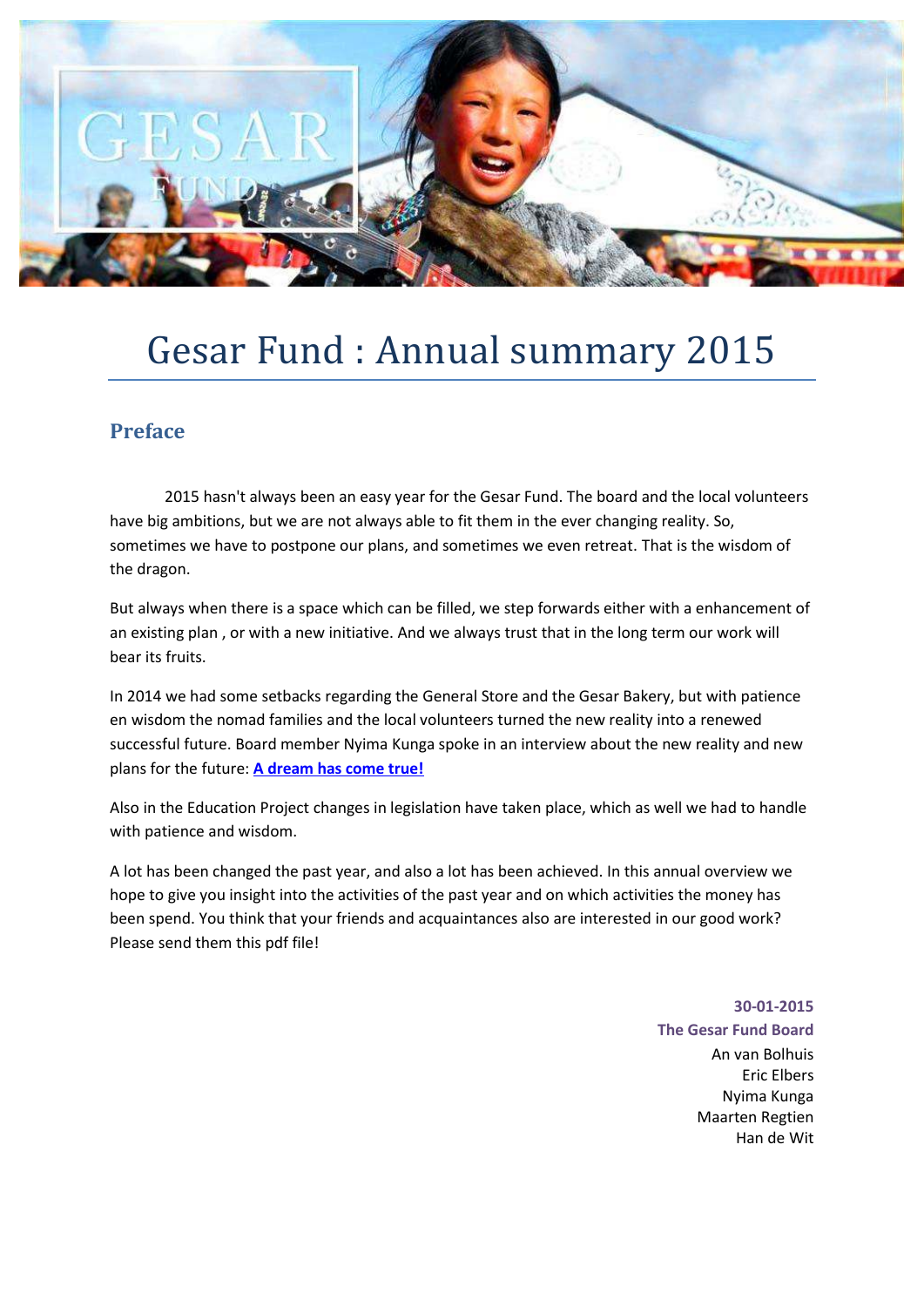# Gesar Fund : Annual summary 2015

## Preface

2015 hasn't always been an easy year for the Gesar Fund. The board and the local volunteers have big ambitions, but we are not always able to fit them in the ever changing reality. So, sometimes we have to postpone our plans, and sometimes we even retreat. That is the wisdom of the dragon.

But always when there is a space which can be filled, we step forwards either with a enhancement of an existing plan , or with a new initiative. And we always trust that in the long term our work will bear its fruits.

In 2014 we had some setbacks regarding the General Store and the Gesar Bakery, but with patience en wisdom the nomad families and the local volunteers turned the new reality into a renewed successful future. Board member Nyima Kunga spoke in an interview about the new reality and new plans for the future: **A dream has come true!**

Also in the Education Project changes in legislation have taken place, which as well we had to handle with patience and wisdom.

A lot has been changed the past year, and also a lot has been achieved. In this annual overview we hope to give you insight into the activities of the past year and on which activities the money has been spend. You think that your friends and acquaintances also are interested in our good work? Please send them this pdf file!

**30-01-2015**
**The Gesar Fund Board**
An van Bolhuis
Eric Elbers
Nyima Kunga
Maarten Regtien
Han de Wit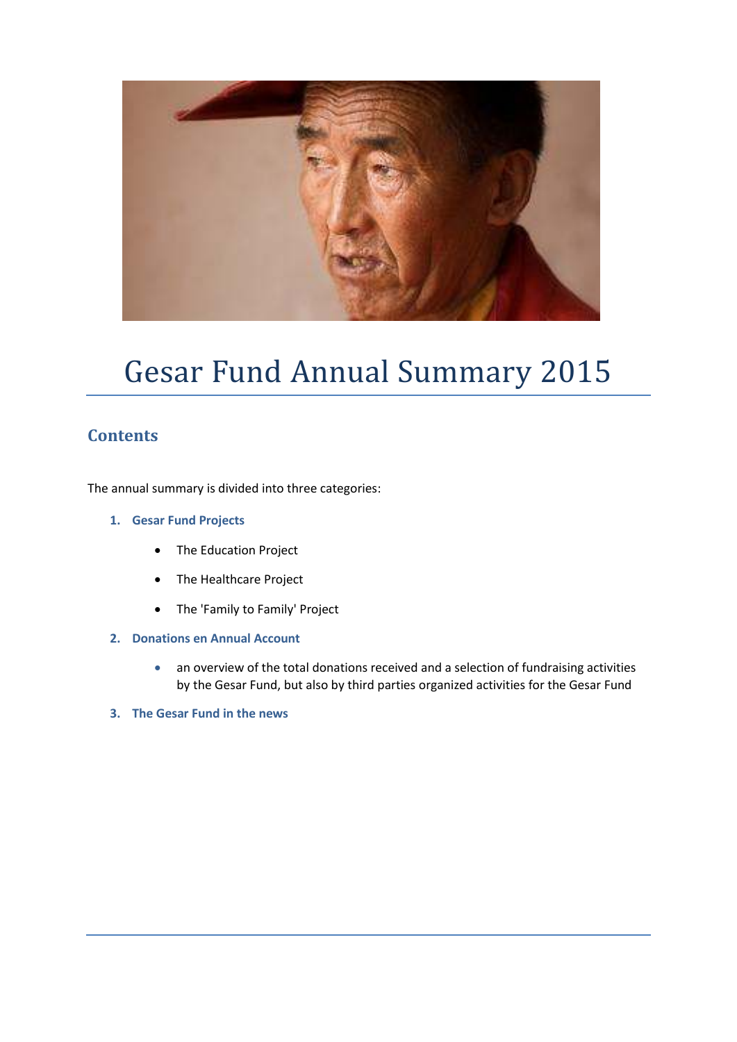# Gesar Fund Annual Summary 2015

## Contents

The annual summary is divided into three categories:

1. **Gesar Fund Projects**
    - The Education Project
    - The Healthcare Project
    - The 'Family to Family' Project
2. **Donations en Annual Account**
    - an overview of the total donations received and a selection of fundraising activities by the Gesar Fund, but also by third parties organized activities for the Gesar Fund
3. **The Gesar Fund in the news**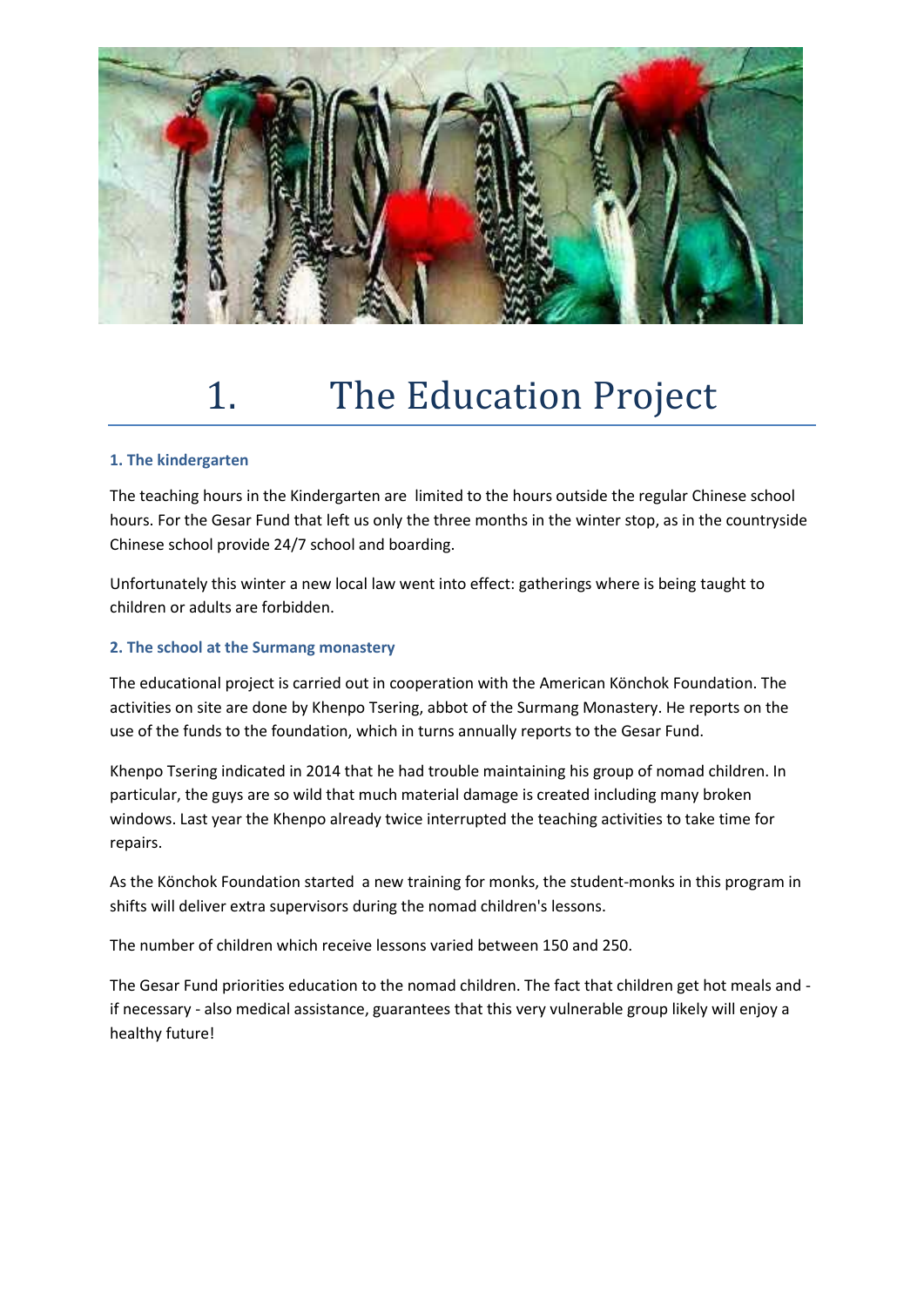# 1. The Education Project

### 1. The kindergarten

The teaching hours in the Kindergarten are limited to the hours outside the regular Chinese school hours. For the Gesar Fund that left us only the three months in the winter stop, as in the countryside Chinese school provide 24/7 school and boarding.

Unfortunately this winter a new local law went into effect: gatherings where is being taught to children or adults are forbidden.

### 2. The school at the Surmang monastery

The educational project is carried out in cooperation with the American Könchok Foundation. The activities on site are done by Khenpo Tsering, abbot of the Surmang Monastery. He reports on the use of the funds to the foundation, which in turns annually reports to the Gesar Fund.

Khenpo Tsering indicated in 2014 that he had trouble maintaining his group of nomad children. In particular, the guys are so wild that much material damage is created including many broken windows. Last year the Khenpo already twice interrupted the teaching activities to take time for repairs.

As the Könchok Foundation started a new training for monks, the student-monks in this program in shifts will deliver extra supervisors during the nomad children's lessons.

The number of children which receive lessons varied between 150 and 250.

The Gesar Fund priorities education to the nomad children. The fact that children get hot meals and - if necessary - also medical assistance, guarantees that this very vulnerable group likely will enjoy a healthy future!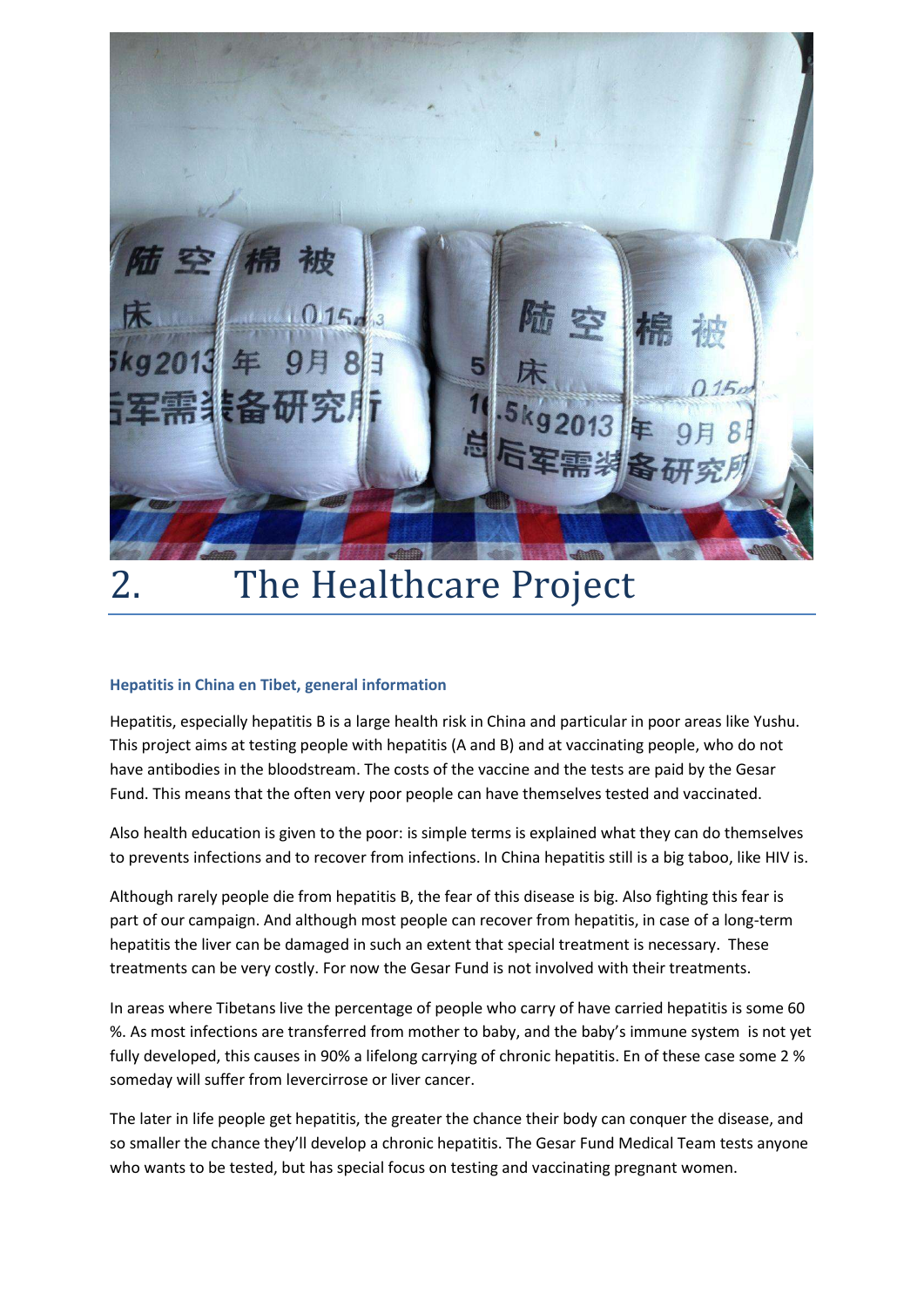# 2. The Healthcare Project

### Hepatitis in China en Tibet, general information

Hepatitis, especially hepatitis B is a large health risk in China and particular in poor areas like Yushu. This project aims at testing people with hepatitis (A and B) and at vaccinating people, who do not have antibodies in the bloodstream. The costs of the vaccine and the tests are paid by the Gesar Fund. This means that the often very poor people can have themselves tested and vaccinated.

Also health education is given to the poor: is simple terms is explained what they can do themselves to prevents infections and to recover from infections. In China hepatitis still is a big taboo, like HIV is.

Although rarely people die from hepatitis B, the fear of this disease is big. Also fighting this fear is part of our campaign. And although most people can recover from hepatitis, in case of a long-term hepatitis the liver can be damaged in such an extent that special treatment is necessary. These treatments can be very costly. For now the Gesar Fund is not involved with their treatments.

In areas where Tibetans live the percentage of people who carry of have carried hepatitis is some 60 %. As most infections are transferred from mother to baby, and the baby's immune system is not yet fully developed, this causes in 90% a lifelong carrying of chronic hepatitis. En of these case some 2 % someday will suffer from levercirrose or liver cancer.

The later in life people get hepatitis, the greater the chance their body can conquer the disease, and so smaller the chance they'll develop a chronic hepatitis. The Gesar Fund Medical Team tests anyone who wants to be tested, but has special focus on testing and vaccinating pregnant women.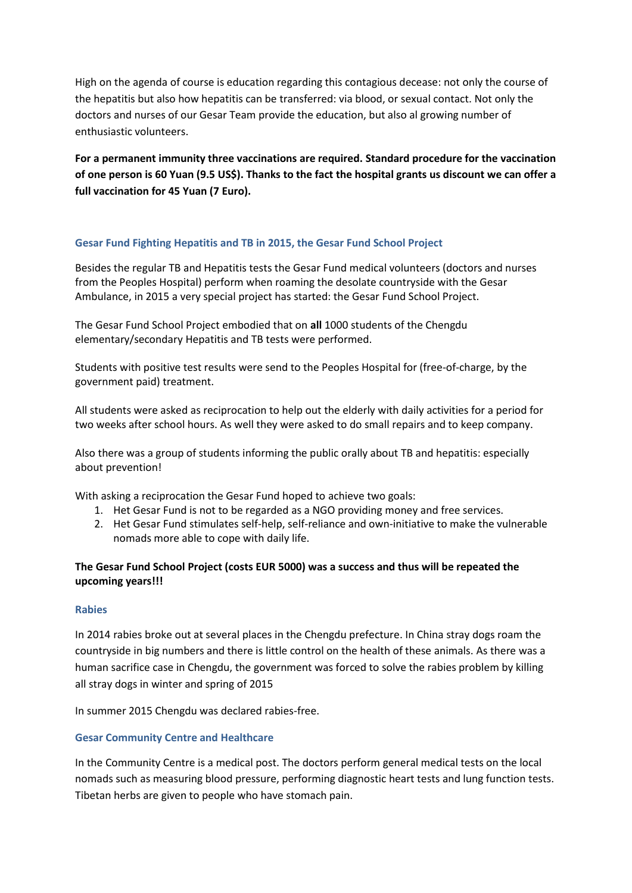High on the agenda of course is education regarding this contagious decease: not only the course of the hepatitis but also how hepatitis can be transferred: via blood, or sexual contact. Not only the doctors and nurses of our Gesar Team provide the education, but also al growing number of enthusiastic volunteers.

**For a permanent immunity three vaccinations are required. Standard procedure for the vaccination of one person is 60 Yuan (9.5 US$). Thanks to the fact the hospital grants us discount we can offer a full vaccination for 45 Yuan (7 Euro).**

### Gesar Fund Fighting Hepatitis and TB in 2015, the Gesar Fund School Project

Besides the regular TB and Hepatitis tests the Gesar Fund medical volunteers (doctors and nurses from the Peoples Hospital) perform when roaming the desolate countryside with the Gesar Ambulance, in 2015 a very special project has started: the Gesar Fund School Project.

The Gesar Fund School Project embodied that on **all** 1000 students of the Chengdu elementary/secondary Hepatitis and TB tests were performed.

Students with positive test results were send to the Peoples Hospital for (free-of-charge, by the government paid) treatment.

All students were asked as reciprocation to help out the elderly with daily activities for a period for two weeks after school hours. As well they were asked to do small repairs and to keep company.

Also there was a group of students informing the public orally about TB and hepatitis: especially about prevention!

With asking a reciprocation the Gesar Fund hoped to achieve two goals:

1. Het Gesar Fund is not to be regarded as a NGO providing money and free services.
2. Het Gesar Fund stimulates self-help, self-reliance and own-initiative to make the vulnerable nomads more able to cope with daily life.

**The Gesar Fund School Project (costs EUR 5000) was a success and thus will be repeated the upcoming years!!!**

### Rabies

In 2014 rabies broke out at several places in the Chengdu prefecture. In China stray dogs roam the countryside in big numbers and there is little control on the health of these animals. As there was a human sacrifice case in Chengdu, the government was forced to solve the rabies problem by killing all stray dogs in winter and spring of 2015

In summer 2015 Chengdu was declared rabies-free.

### Gesar Community Centre and Healthcare

In the Community Centre is a medical post. The doctors perform general medical tests on the local nomads such as measuring blood pressure, performing diagnostic heart tests and lung function tests. Tibetan herbs are given to people who have stomach pain.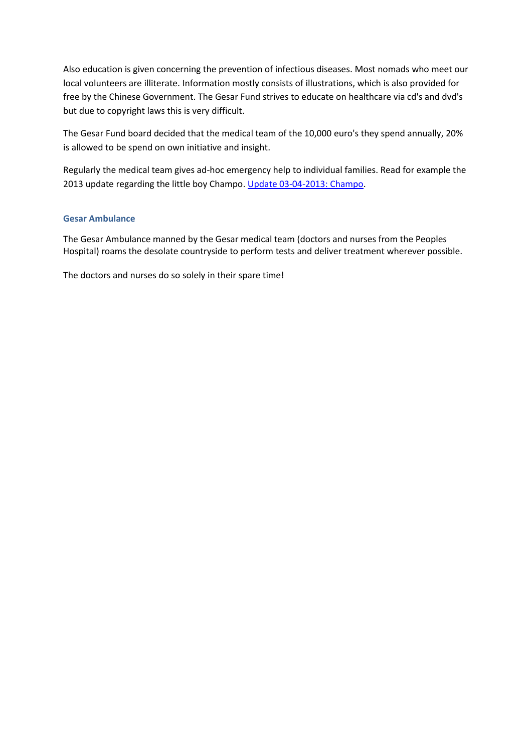Also education is given concerning the prevention of infectious diseases. Most nomads who meet our local volunteers are illiterate. Information mostly consists of illustrations, which is also provided for free by the Chinese Government. The Gesar Fund strives to educate on healthcare via cd's and dvd's but due to copyright laws this is very difficult.

The Gesar Fund board decided that the medical team of the 10,000 euro's they spend annually, 20% is allowed to be spend on own initiative and insight.

Regularly the medical team gives ad-hoc emergency help to individual families. Read for example the 2013 update regarding the little boy Champo. Update 03-04-2013: Champo.

### Gesar Ambulance

The Gesar Ambulance manned by the Gesar medical team (doctors and nurses from the Peoples Hospital) roams the desolate countryside to perform tests and deliver treatment wherever possible.

The doctors and nurses do so solely in their spare time!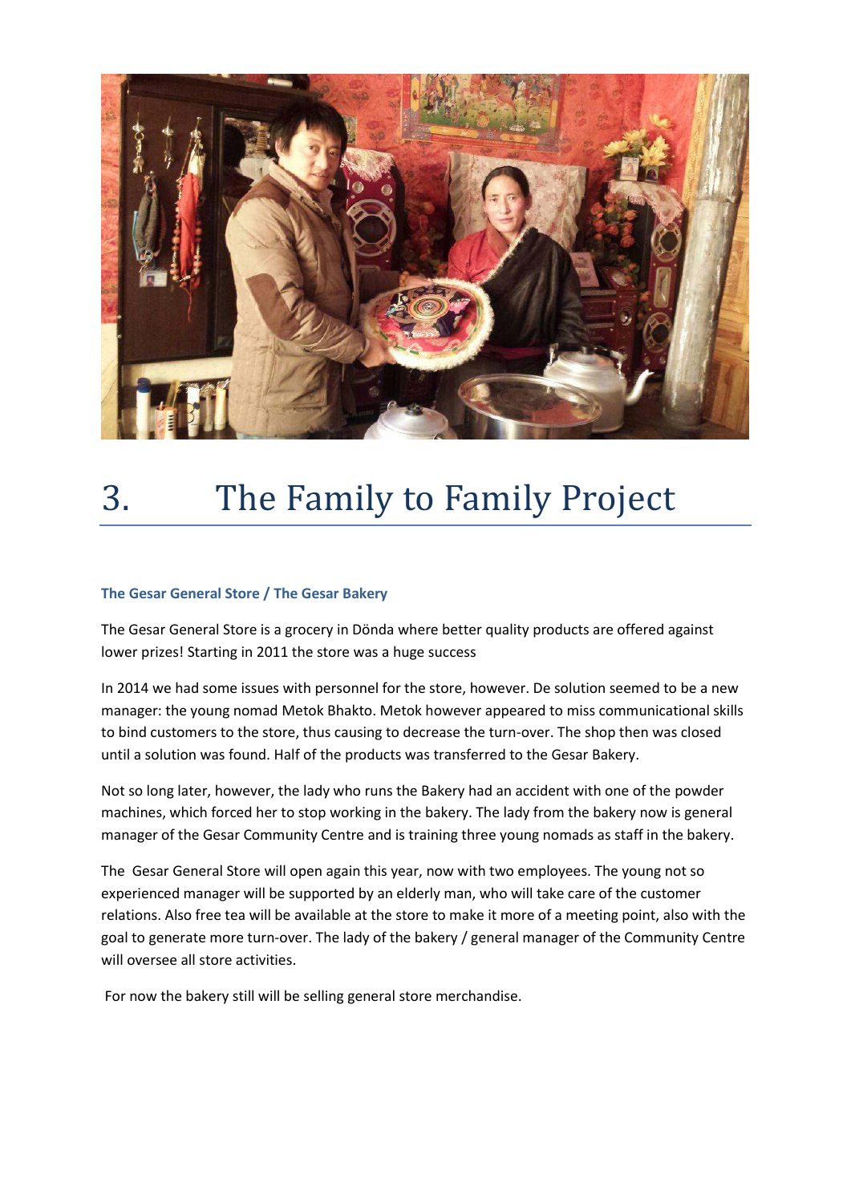# 3. The Family to Family Project

### The Gesar General Store / The Gesar Bakery

The Gesar General Store is a grocery in Dönda where better quality products are offered against lower prizes! Starting in 2011 the store was a huge success

In 2014 we had some issues with personnel for the store, however. De solution seemed to be a new manager: the young nomad Metok Bhakto. Metok however appeared to miss communicational skills to bind customers to the store, thus causing to decrease the turn-over. The shop then was closed until a solution was found. Half of the products was transferred to the Gesar Bakery.

Not so long later, however, the lady who runs the Bakery had an accident with one of the powder machines, which forced her to stop working in the bakery. The lady from the bakery now is general manager of the Gesar Community Centre and is training three young nomads as staff in the bakery.

The Gesar General Store will open again this year, now with two employees. The young not so experienced manager will be supported by an elderly man, who will take care of the customer relations. Also free tea will be available at the store to make it more of a meeting point, also with the goal to generate more turn-over. The lady of the bakery / general manager of the Community Centre will oversee all store activities.

For now the bakery still will be selling general store merchandise.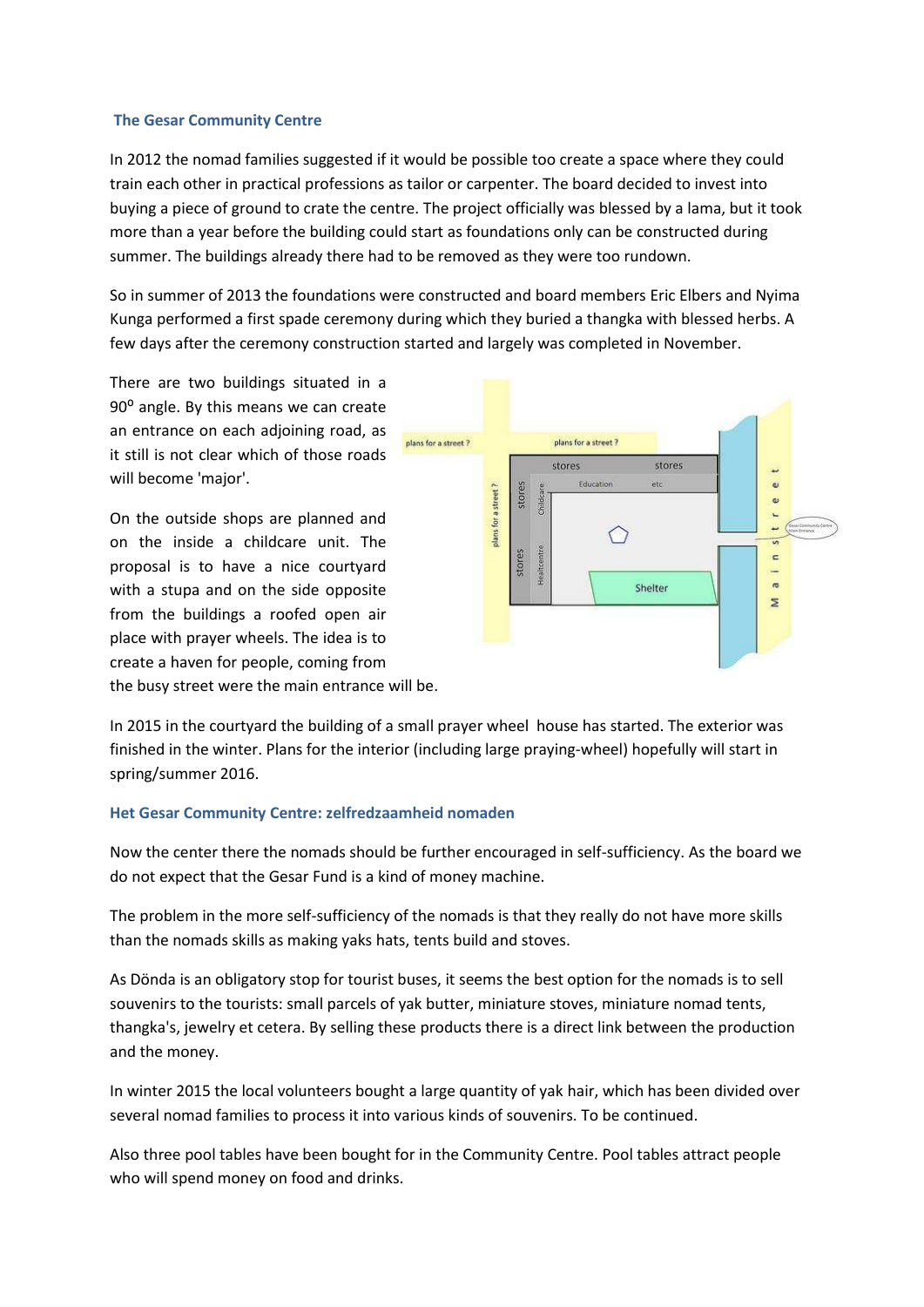## The Gesar Community Centre

In 2012 the nomad families suggested if it would be possible too create a space where they could train each other in practical professions as tailor or carpenter. The board decided to invest into buying a piece of ground to crate the centre. The project officially was blessed by a lama, but it took more than a year before the building could start as foundations only can be constructed during summer. The buildings already there had to be removed as they were too rundown.

So in summer of 2013 the foundations were constructed and board members Eric Elbers and Nyima Kunga performed a first spade ceremony during which they buried a thangka with blessed herbs. A few days after the ceremony construction started and largely was completed in November.

There are two buildings situated in a 90$^{0}$ angle. By this means we can create an entrance on each adjoining road, as it still is not clear which of those roads will become 'major'.

On the outside shops are planned and on the inside a childcare unit. The proposal is to have a nice courtyard with a stupa and on the side opposite from the buildings a roofed open air place with prayer wheels. The idea is to create a haven for people, coming from the busy street were the main entrance will be.

In 2015 in the courtyard the building of a small prayer wheel house has started. The exterior was finished in the winter. Plans for the interior (including large praying-wheel) hopefully will start in spring/summer 2016.

## Het Gesar Community Centre: zelfredzaamheid nomaden

Now the center there the nomads should be further encouraged in self-sufficiency. As the board we do not expect that the Gesar Fund is a kind of money machine.

The problem in the more self-sufficiency of the nomads is that they really do not have more skills than the nomads skills as making yaks hats, tents build and stoves.

As Dönda is an obligatory stop for tourist buses, it seems the best option for the nomads is to sell souvenirs to the tourists: small parcels of yak butter, miniature stoves, miniature nomad tents, thangka's, jewelry et cetera. By selling these products there is a direct link between the production and the money.

In winter 2015 the local volunteers bought a large quantity of yak hair, which has been divided over several nomad families to process it into various kinds of souvenirs. To be continued.

Also three pool tables have been bought for in the Community Centre. Pool tables attract people who will spend money on food and drinks.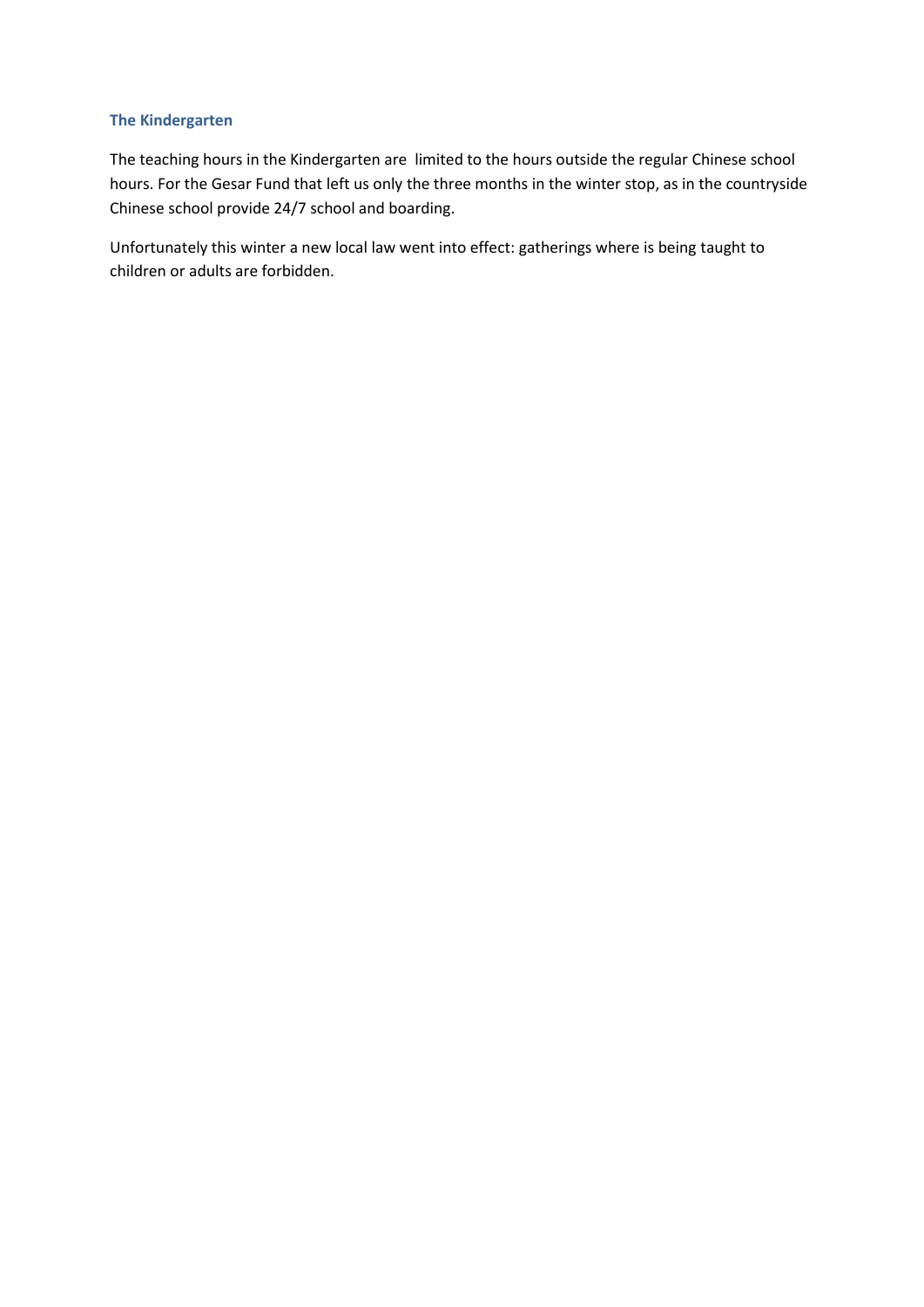### The Kindergarten

The teaching hours in the Kindergarten are limited to the hours outside the regular Chinese school hours. For the Gesar Fund that left us only the three months in the winter stop, as in the countryside Chinese school provide 24/7 school and boarding.

Unfortunately this winter a new local law went into effect: gatherings where is being taught to children or adults are forbidden.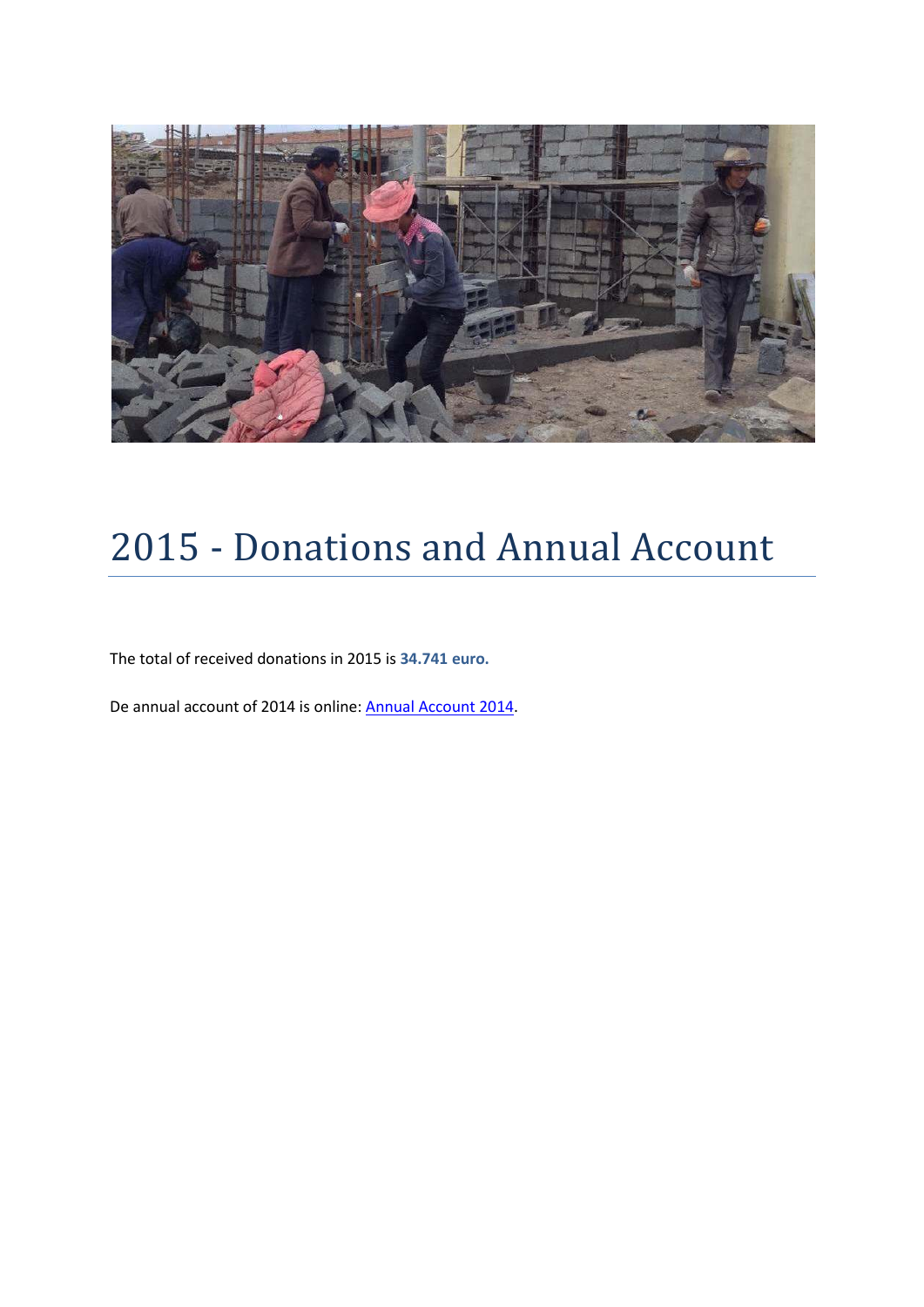# 2015 - Donations and Annual Account

The total of received donations in 2015 is **34.741 euro.**

De annual account of 2014 is online: [Annual Account 2014].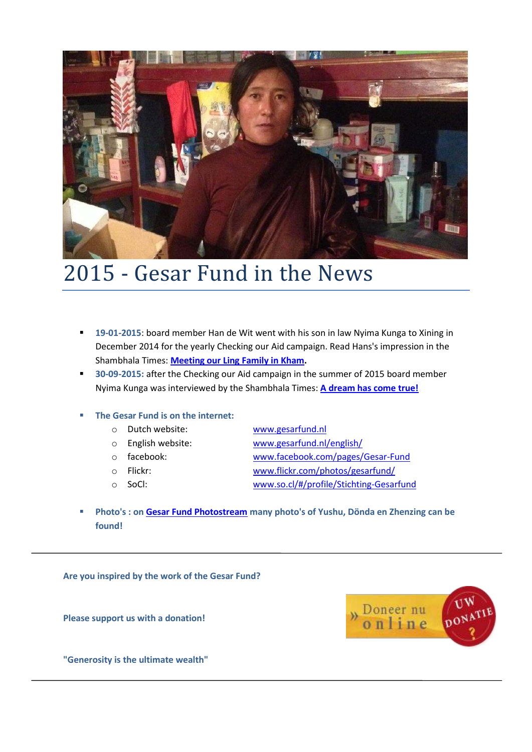# 2015 - Gesar Fund in the News

- **19-01-2015**: board member Han de Wit went with his son in law Nyima Kunga to Xining in December 2014 for the yearly Checking our Aid campaign. Read Hans's impression in the Shambhala Times: **Meeting our Ling Family in Kham**.
- **30-09-2015:** after the Checking our Aid campaign in the summer of 2015 board member Nyima Kunga was interviewed by the Shambhala Times: **A dream has come true!**

- **The Gesar Fund is on the internet:**
  - Dutch website: www.gesarfund.nl
  - English website: www.gesarfund.nl/english/
  - facebook: www.facebook.com/pages/Gesar-Fund
  - Flickr: www.flickr.com/photos/gesarfund/
  - SoCl: www.so.cl/#/profile/Stichting-Gesarfund

- **Photo's : on Gesar Fund Photostream many photo's of Yushu, Dönda en Zhenzing can be found!**

---

**Are you inspired by the work of the Gesar Fund?**

**Please support us with a donation!**

**"Generosity is the ultimate wealth"**

---